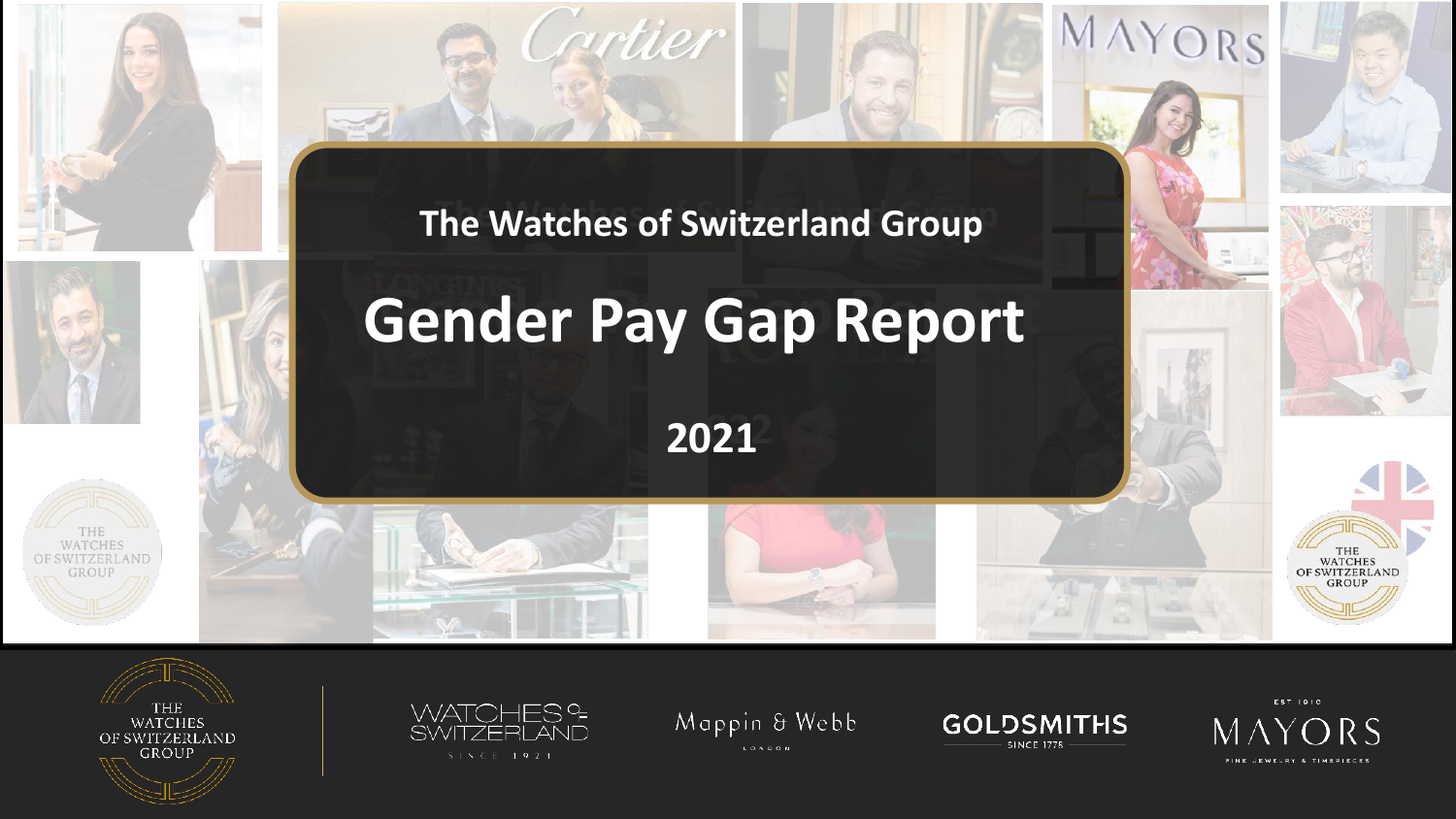The Watches of Switzerland Group

# Gender Pay Gap Report

**2021**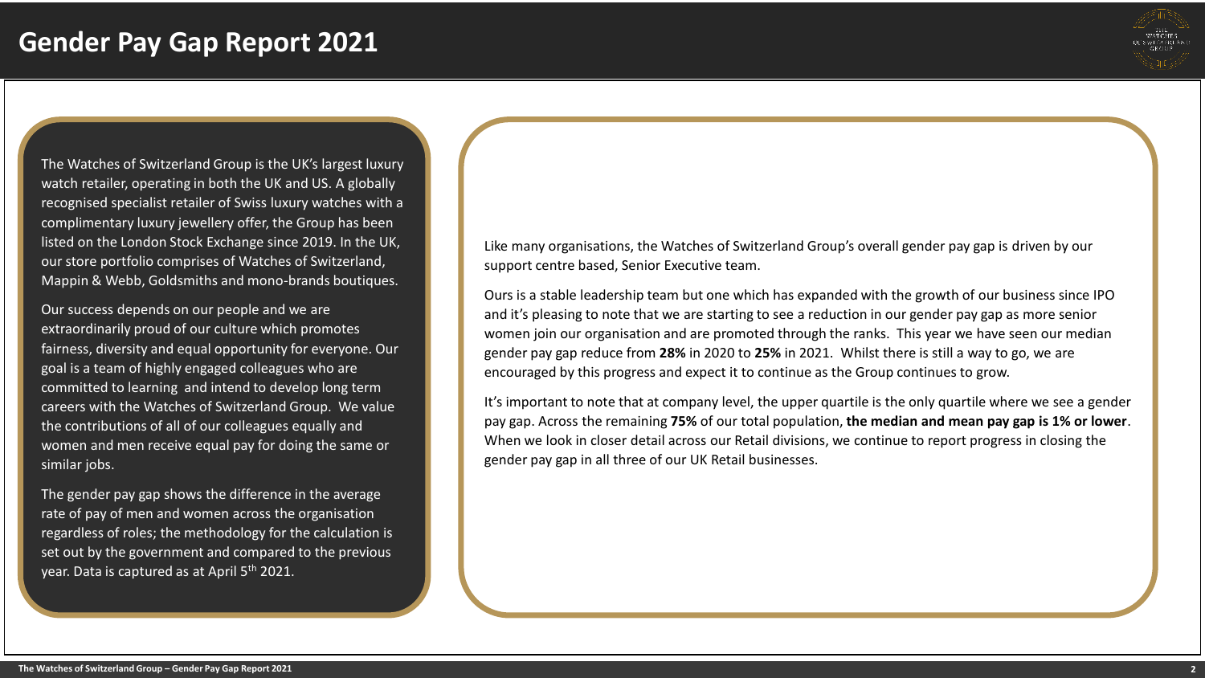# Gender Pay Gap Report 2021

The Watches of Switzerland Group is the UK's largest luxury watch retailer, operating in both the UK and US. A globally recognised specialist retailer of Swiss luxury watches with a complimentary luxury jewellery offer, the Group has been listed on the London Stock Exchange since 2019. In the UK, our store portfolio comprises of Watches of Switzerland, Mappin & Webb, Goldsmiths and mono-brands boutiques.

Our success depends on our people and we are extraordinarily proud of our culture which promotes fairness, diversity and equal opportunity for everyone. Our goal is a team of highly engaged colleagues who are committed to learning and intend to develop long term careers with the Watches of Switzerland Group. We value the contributions of all of our colleagues equally and women and men receive equal pay for doing the same or similar jobs.

The gender pay gap shows the difference in the average rate of pay of men and women across the organisation regardless of roles; the methodology for the calculation is set out by the government and compared to the previous year. Data is captured as at April 5th 2021.

Like many organisations, the Watches of Switzerland Group's overall gender pay gap is driven by our support centre based, Senior Executive team.

Ours is a stable leadership team but one which has expanded with the growth of our business since IPO and it's pleasing to note that we are starting to see a reduction in our gender pay gap as more senior women join our organisation and are promoted through the ranks. This year we have seen our median gender pay gap reduce from **28%** in 2020 to **25%** in 2021. Whilst there is still a way to go, we are encouraged by this progress and expect it to continue as the Group continues to grow.

It's important to note that at company level, the upper quartile is the only quartile where we see a gender pay gap. Across the remaining **75%** of our total population, **the median and mean pay gap is 1% or lower**. When we look in closer detail across our Retail divisions, we continue to report progress in closing the gender pay gap in all three of our UK Retail businesses.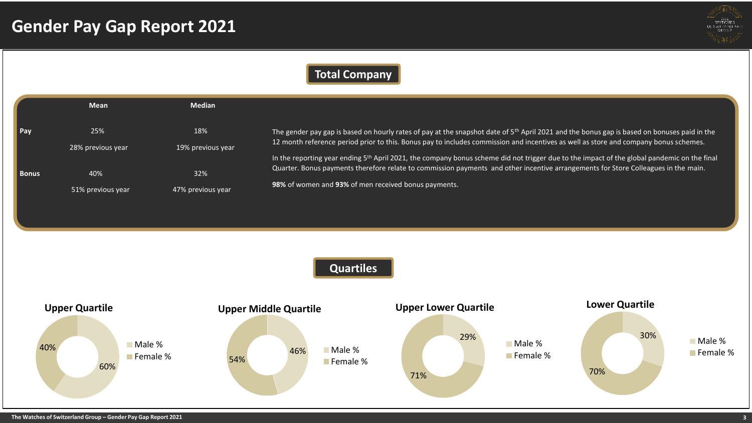# Gender Pay Gap Report 2021

## Total Company

| | Mean | Median |
|---|---|---|
| **Pay** | 25% | 18% |
| | 28% previous year | 19% previous year |
| **Bonus** | 40% | 32% |
| | 51% previous year | 47% previous year |

The gender pay gap is based on hourly rates of pay at the snapshot date of 5th April 2021 and the bonus gap is based on bonuses paid in the 12 month reference period prior to this. Bonus pay to includes commission and incentives as well as store and company bonus schemes.

In the reporting year ending 5th April 2021, the company bonus scheme did not trigger due to the impact of the global pandemic on the final Quarter. Bonus payments therefore relate to commission payments and other incentive arrangements for Store Colleagues in the main.

**98%** of women and **93%** of men received bonus payments.

## Quartiles

| Quartile | Male % | Female % |
|---|---|---|
| **Upper Quartile** | 60% | 40% |
| **Upper Middle Quartile** | 46% | 54% |
| **Upper Lower Quartile** | 29% | 71% |
| **Lower Quartile** | 30% | 70% |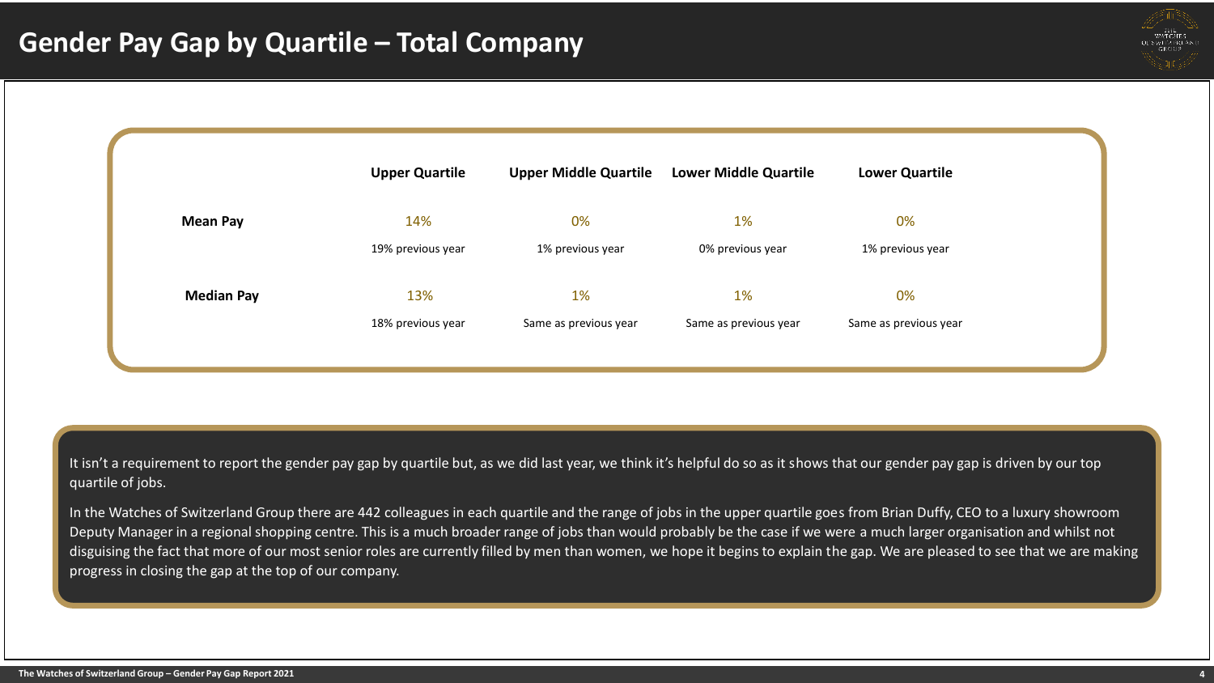# Gender Pay Gap by Quartile – Total Company

| | Upper Quartile | Upper Middle Quartile | Lower Middle Quartile | Lower Quartile |
|---|---|---|---|---|
| **Mean Pay** | 14% | 0% | 1% | 0% |
| | 19% previous year | 1% previous year | 0% previous year | 1% previous year |
| **Median Pay** | 13% | 1% | 1% | 0% |
| | 18% previous year | Same as previous year | Same as previous year | Same as previous year |

It isn't a requirement to report the gender pay gap by quartile but, as we did last year, we think it's helpful do so as it shows that our gender pay gap is driven by our top quartile of jobs.

In the Watches of Switzerland Group there are 442 colleagues in each quartile and the range of jobs in the upper quartile goes from Brian Duffy, CEO to a luxury showroom Deputy Manager in a regional shopping centre. This is a much broader range of jobs than would probably be the case if we were a much larger organisation and whilst not disguising the fact that more of our most senior roles are currently filled by men than women, we hope it begins to explain the gap. We are pleased to see that we are making progress in closing the gap at the top of our company.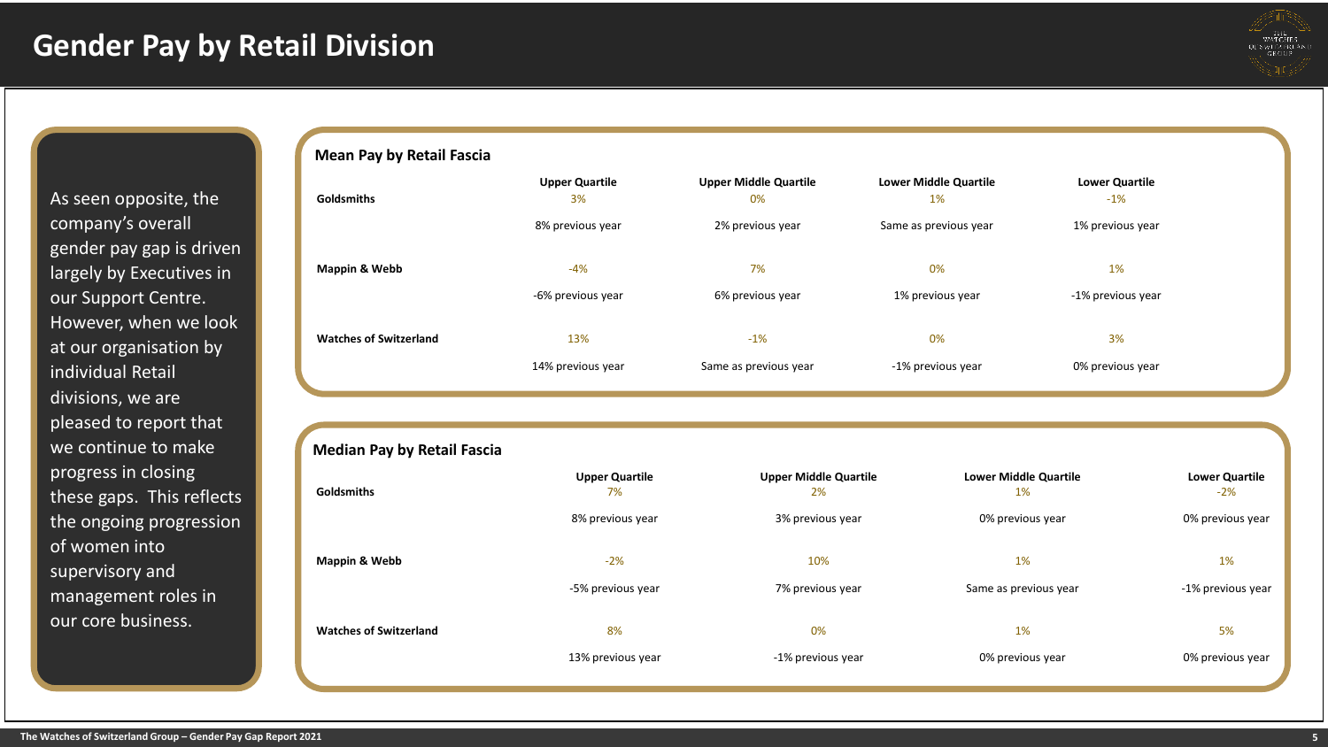# Gender Pay by Retail Division

As seen opposite, the company's overall gender pay gap is driven largely by Executives in our Support Centre. However, when we look at our organisation by individual Retail divisions, we are pleased to report that we continue to make progress in closing these gaps. This reflects the ongoing progression of women into supervisory and management roles in our core business.

## Mean Pay by Retail Fascia

| | Upper Quartile | Upper Middle Quartile | Lower Middle Quartile | Lower Quartile |
|---|---|---|---|---|
| **Goldsmiths** | 3% | 0% | 1% | -1% |
| | 8% previous year | 2% previous year | Same as previous year | 1% previous year |
| **Mappin & Webb** | -4% | 7% | 0% | 1% |
| | -6% previous year | 6% previous year | 1% previous year | -1% previous year |
| **Watches of Switzerland** | 13% | -1% | 0% | 3% |
| | 14% previous year | Same as previous year | -1% previous year | 0% previous year |

## Median Pay by Retail Fascia

| | Upper Quartile | Upper Middle Quartile | Lower Middle Quartile | Lower Quartile |
|---|---|---|---|---|
| **Goldsmiths** | 7% | 2% | 1% | -2% |
| | 8% previous year | 3% previous year | 0% previous year | 0% previous year |
| **Mappin & Webb** | -2% | 10% | 1% | 1% |
| | -5% previous year | 7% previous year | Same as previous year | -1% previous year |
| **Watches of Switzerland** | 8% | 0% | 1% | 5% |
| | 13% previous year | -1% previous year | 0% previous year | 0% previous year |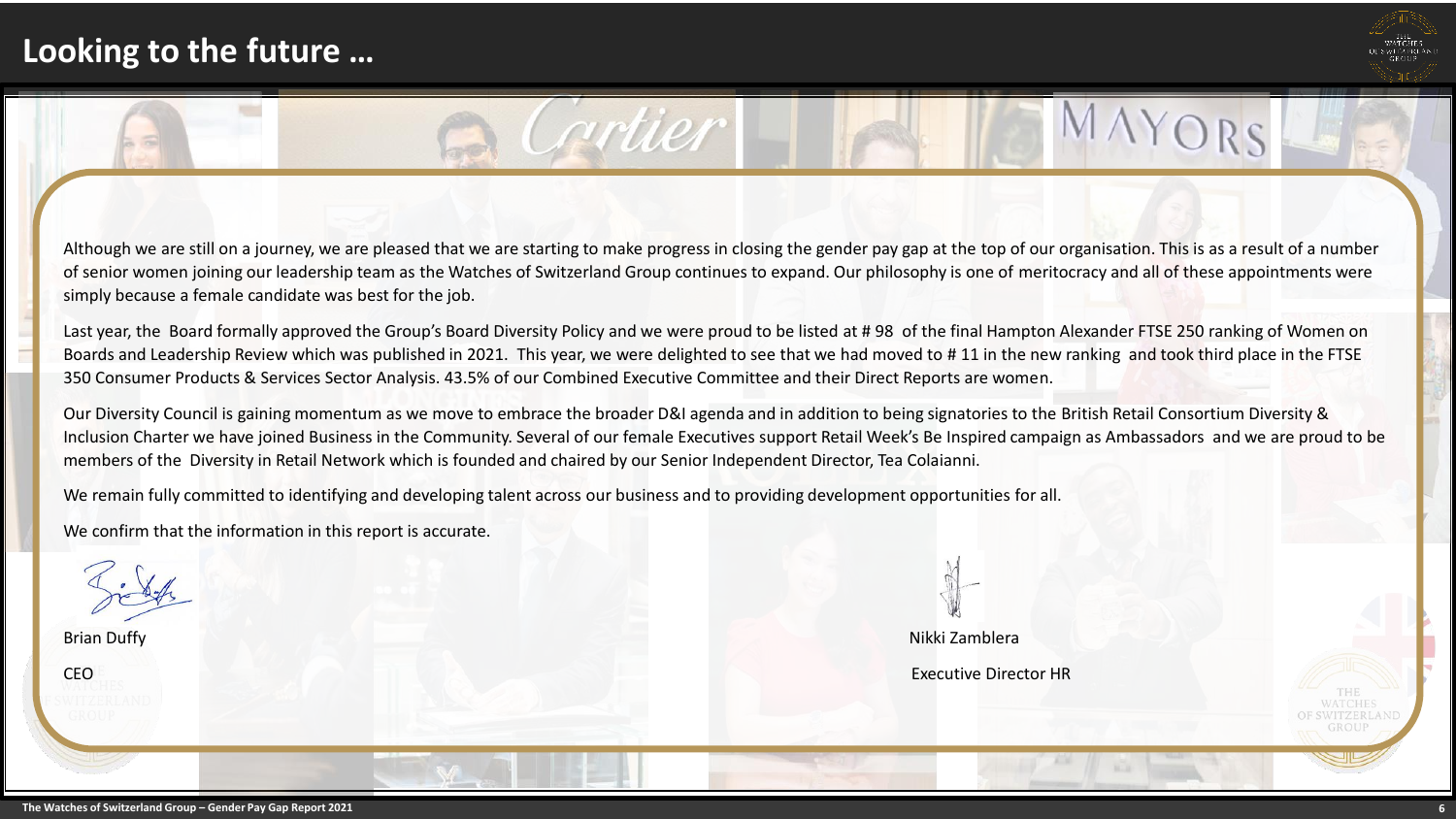# Looking to the future …

Although we are still on a journey, we are pleased that we are starting to make progress in closing the gender pay gap at the top of our organisation. This is as a result of a number of senior women joining our leadership team as the Watches of Switzerland Group continues to expand. Our philosophy is one of meritocracy and all of these appointments were simply because a female candidate was best for the job.

Last year, the Board formally approved the Group's Board Diversity Policy and we were proud to be listed at # 98 of the final Hampton Alexander FTSE 250 ranking of Women on Boards and Leadership Review which was published in 2021. This year, we were delighted to see that we had moved to # 11 in the new ranking and took third place in the FTSE 350 Consumer Products & Services Sector Analysis. 43.5% of our Combined Executive Committee and their Direct Reports are women.

Our Diversity Council is gaining momentum as we move to embrace the broader D&I agenda and in addition to being signatories to the British Retail Consortium Diversity & Inclusion Charter we have joined Business in the Community. Several of our female Executives support Retail Week's Be Inspired campaign as Ambassadors and we are proud to be members of the Diversity in Retail Network which is founded and chaired by our Senior Independent Director, Tea Colaianni.

We remain fully committed to identifying and developing talent across our business and to providing development opportunities for all.

We confirm that the information in this report is accurate.

Brian Duffy

CEO

Nikki Zamblera

Executive Director HR